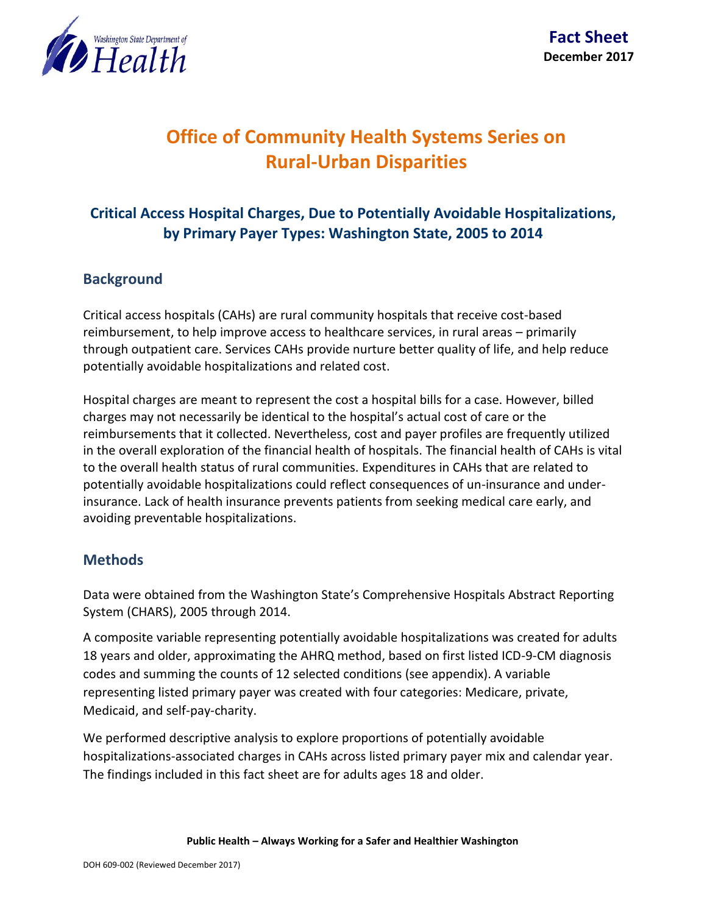Washington State Department of Health

**Fact Sheet**
**December 2017**

# Office of Community Health Systems Series on Rural-Urban Disparities

## Critical Access Hospital Charges, Due to Potentially Avoidable Hospitalizations, by Primary Payer Types: Washington State, 2005 to 2014

### Background

Critical access hospitals (CAHs) are rural community hospitals that receive cost-based reimbursement, to help improve access to healthcare services, in rural areas – primarily through outpatient care. Services CAHs provide nurture better quality of life, and help reduce potentially avoidable hospitalizations and related cost.

Hospital charges are meant to represent the cost a hospital bills for a case. However, billed charges may not necessarily be identical to the hospital's actual cost of care or the reimbursements that it collected. Nevertheless, cost and payer profiles are frequently utilized in the overall exploration of the financial health of hospitals. The financial health of CAHs is vital to the overall health status of rural communities. Expenditures in CAHs that are related to potentially avoidable hospitalizations could reflect consequences of un-insurance and under-insurance. Lack of health insurance prevents patients from seeking medical care early, and avoiding preventable hospitalizations.

### Methods

Data were obtained from the Washington State's Comprehensive Hospitals Abstract Reporting System (CHARS), 2005 through 2014.

A composite variable representing potentially avoidable hospitalizations was created for adults 18 years and older, approximating the AHRQ method, based on first listed ICD-9-CM diagnosis codes and summing the counts of 12 selected conditions (see appendix). A variable representing listed primary payer was created with four categories: Medicare, private, Medicaid, and self-pay-charity.

We performed descriptive analysis to explore proportions of potentially avoidable hospitalizations-associated charges in CAHs across listed primary payer mix and calendar year. The findings included in this fact sheet are for adults ages 18 and older.

**Public Health – Always Working for a Safer and Healthier Washington**

DOH 609-002 (Reviewed December 2017)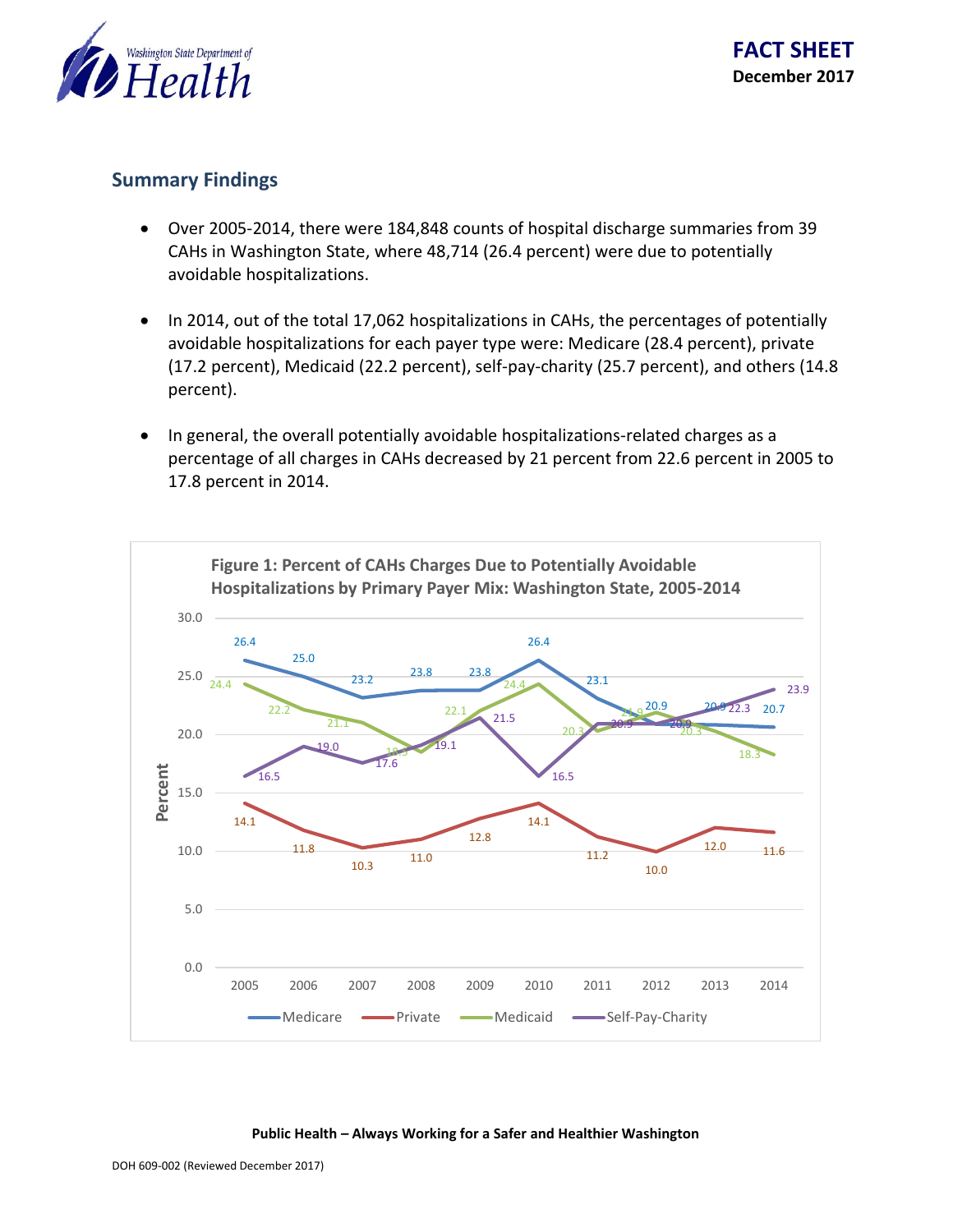## Summary Findings

- Over 2005-2014, there were 184,848 counts of hospital discharge summaries from 39 CAHs in Washington State, where 48,714 (26.4 percent) were due to potentially avoidable hospitalizations.
- In 2014, out of the total 17,062 hospitalizations in CAHs, the percentages of potentially avoidable hospitalizations for each payer type were: Medicare (28.4 percent), private (17.2 percent), Medicaid (22.2 percent), self-pay-charity (25.7 percent), and others (14.8 percent).
- In general, the overall potentially avoidable hospitalizations-related charges as a percentage of all charges in CAHs decreased by 21 percent from 22.6 percent in 2005 to 17.8 percent in 2014.

**Figure 1: Percent of CAHs Charges Due to Potentially Avoidable Hospitalizations by Primary Payer Mix: Washington State, 2005-2014**

| Year | Medicare | Private | Medicaid | Self-Pay-Charity |
|---|---|---|---|---|
| 2005 | 26.4 | 14.1 | 24.4 | 16.5 |
| 2006 | 25.0 | 11.8 | 22.2 | 19.0 |
| 2007 | 23.2 | 10.3 | 21.1 | 17.6 |
| 2008 | 23.8 | 11.0 | 18.5 | 19.1 |
| 2009 | 23.8 | 12.8 | 22.1 | 21.5 |
| 2010 | 26.4 | 14.1 | 24.4 | 16.5 |
| 2011 | 23.1 | 11.2 | 20.3 | 20.9 |
| 2012 | 20.9 | 10.0 | 21.9 | 20.9 |
| 2013 | 20.9 | 12.0 | 20.3 | 22.3 |
| 2014 | 20.7 | 11.6 | 18.3 | 23.9 |

**Public Health – Always Working for a Safer and Healthier Washington**

DOH 609-002 (Reviewed December 2017)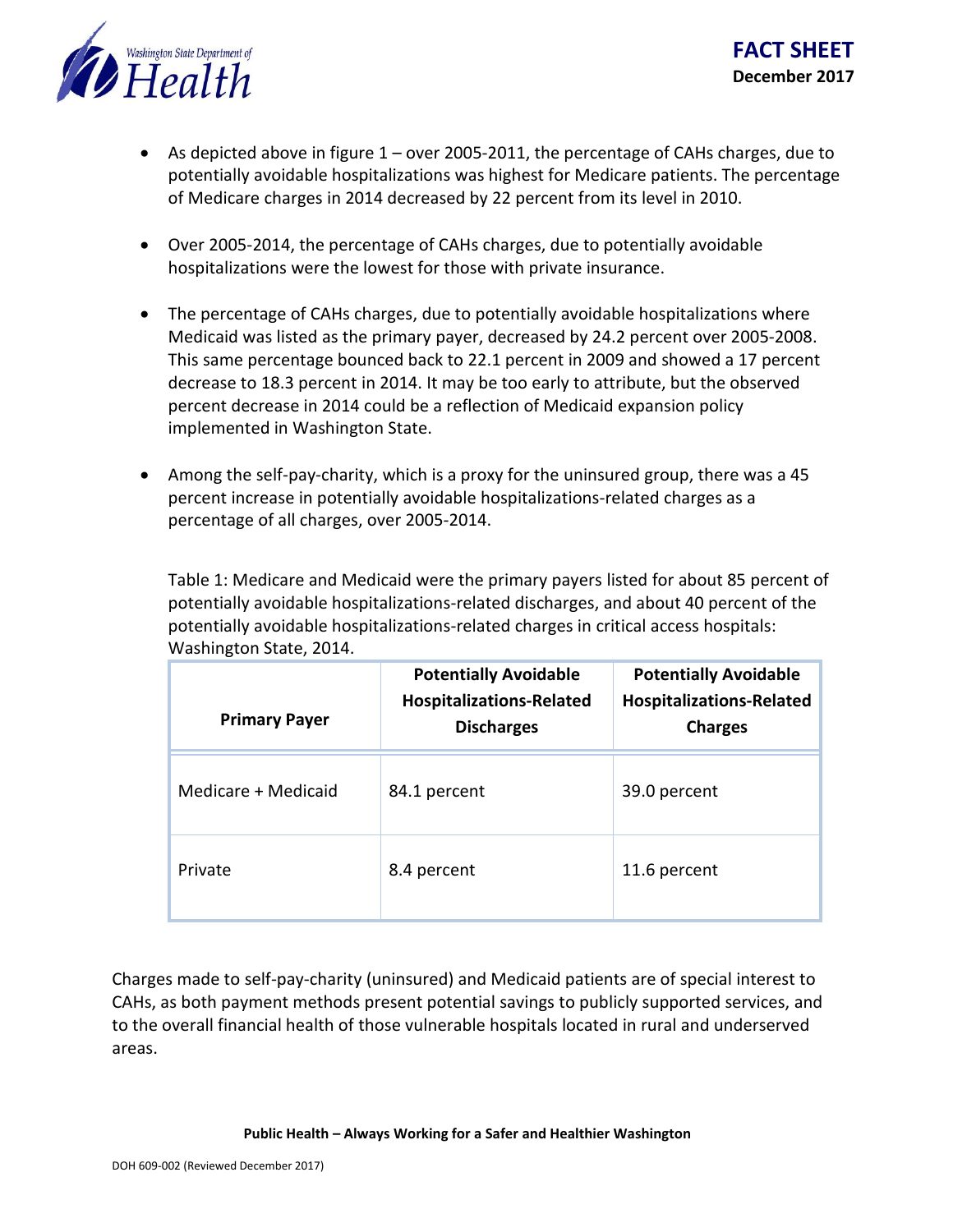- As depicted above in figure 1 – over 2005-2011, the percentage of CAHs charges, due to potentially avoidable hospitalizations was highest for Medicare patients. The percentage of Medicare charges in 2014 decreased by 22 percent from its level in 2010.

- Over 2005-2014, the percentage of CAHs charges, due to potentially avoidable hospitalizations were the lowest for those with private insurance.

- The percentage of CAHs charges, due to potentially avoidable hospitalizations where Medicaid was listed as the primary payer, decreased by 24.2 percent over 2005-2008. This same percentage bounced back to 22.1 percent in 2009 and showed a 17 percent decrease to 18.3 percent in 2014. It may be too early to attribute, but the observed percent decrease in 2014 could be a reflection of Medicaid expansion policy implemented in Washington State.

- Among the self-pay-charity, which is a proxy for the uninsured group, there was a 45 percent increase in potentially avoidable hospitalizations-related charges as a percentage of all charges, over 2005-2014.

Table 1: Medicare and Medicaid were the primary payers listed for about 85 percent of potentially avoidable hospitalizations-related discharges, and about 40 percent of the potentially avoidable hospitalizations-related charges in critical access hospitals: Washington State, 2014.

| Primary Payer | Potentially Avoidable Hospitalizations-Related Discharges | Potentially Avoidable Hospitalizations-Related Charges |
|---|---|---|
| Medicare + Medicaid | 84.1 percent | 39.0 percent |
| Private | 8.4 percent | 11.6 percent |

Charges made to self-pay-charity (uninsured) and Medicaid patients are of special interest to CAHs, as both payment methods present potential savings to publicly supported services, and to the overall financial health of those vulnerable hospitals located in rural and underserved areas.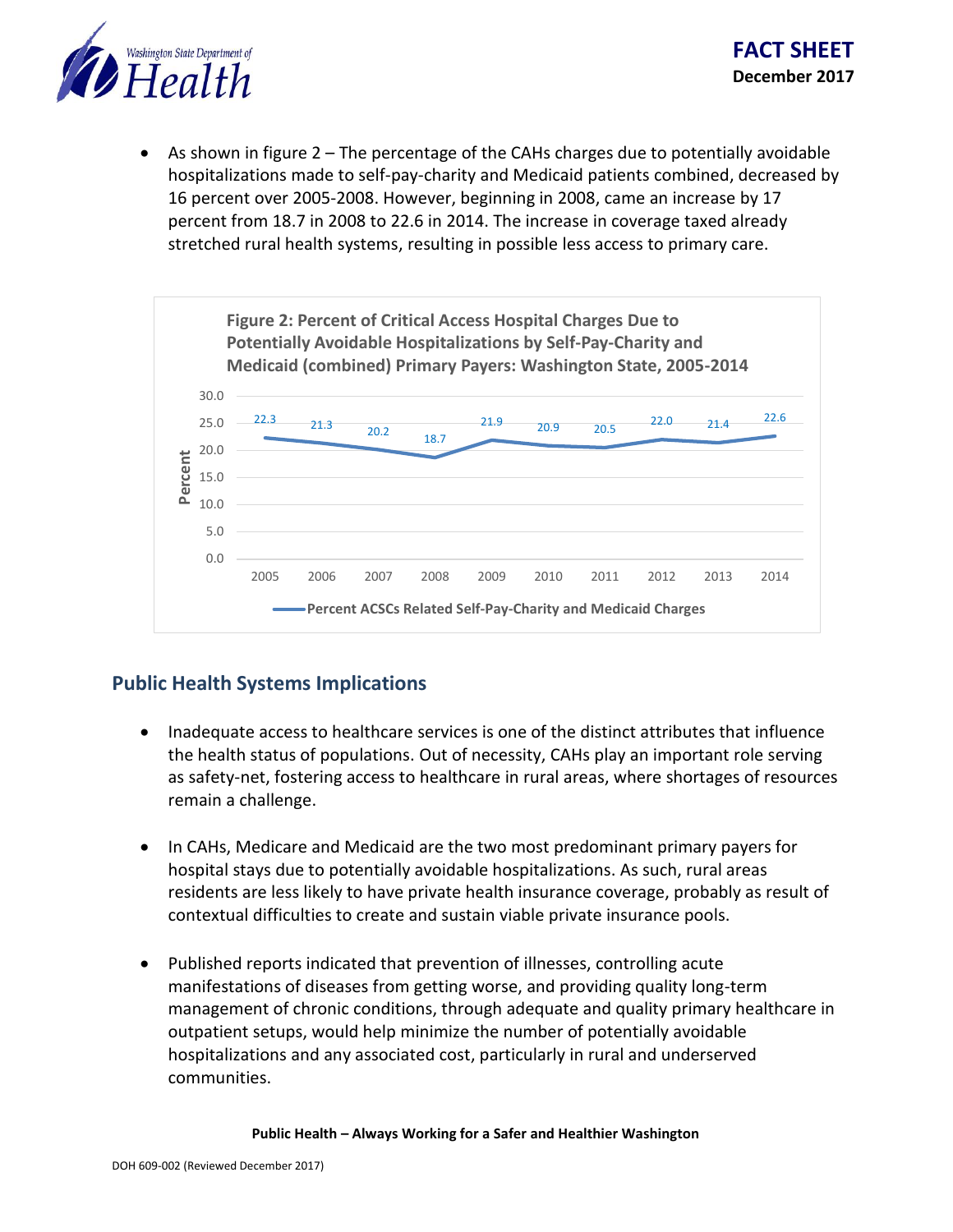- As shown in figure 2 – The percentage of the CAHs charges due to potentially avoidable hospitalizations made to self-pay-charity and Medicaid patients combined, decreased by 16 percent over 2005-2008. However, beginning in 2008, came an increase by 17 percent from 18.7 in 2008 to 22.6 in 2014. The increase in coverage taxed already stretched rural health systems, resulting in possible less access to primary care.

**Figure 2: Percent of Critical Access Hospital Charges Due to Potentially Avoidable Hospitalizations by Self-Pay-Charity and Medicaid (combined) Primary Payers: Washington State, 2005-2014**

| Year | Percent ACSCs Related Self-Pay-Charity and Medicaid Charges |
|---|---|
| 2005 | 22.3 |
| 2006 | 21.3 |
| 2007 | 20.2 |
| 2008 | 18.7 |
| 2009 | 21.9 |
| 2010 | 20.9 |
| 2011 | 20.5 |
| 2012 | 22.0 |
| 2013 | 21.4 |
| 2014 | 22.6 |

## Public Health Systems Implications

- Inadequate access to healthcare services is one of the distinct attributes that influence the health status of populations. Out of necessity, CAHs play an important role serving as safety-net, fostering access to healthcare in rural areas, where shortages of resources remain a challenge.

- In CAHs, Medicare and Medicaid are the two most predominant primary payers for hospital stays due to potentially avoidable hospitalizations. As such, rural areas residents are less likely to have private health insurance coverage, probably as result of contextual difficulties to create and sustain viable private insurance pools.

- Published reports indicated that prevention of illnesses, controlling acute manifestations of diseases from getting worse, and providing quality long-term management of chronic conditions, through adequate and quality primary healthcare in outpatient setups, would help minimize the number of potentially avoidable hospitalizations and any associated cost, particularly in rural and underserved communities.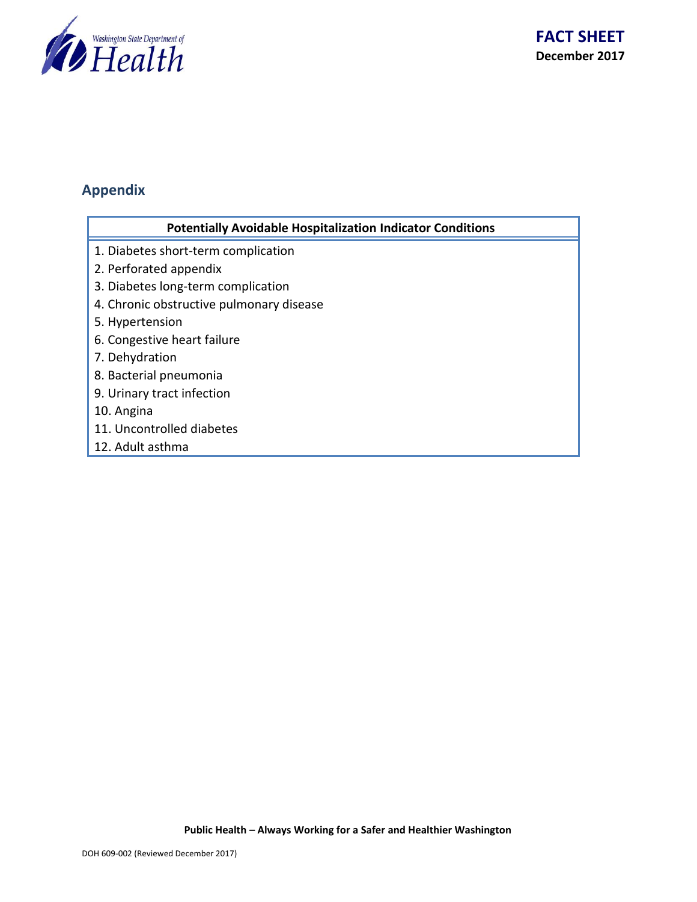## Appendix

| Potentially Avoidable Hospitalization Indicator Conditions |
|---|
| 1. Diabetes short-term complication |
| 2. Perforated appendix |
| 3. Diabetes long-term complication |
| 4. Chronic obstructive pulmonary disease |
| 5. Hypertension |
| 6. Congestive heart failure |
| 7. Dehydration |
| 8. Bacterial pneumonia |
| 9. Urinary tract infection |
| 10. Angina |
| 11. Uncontrolled diabetes |
| 12. Adult asthma |